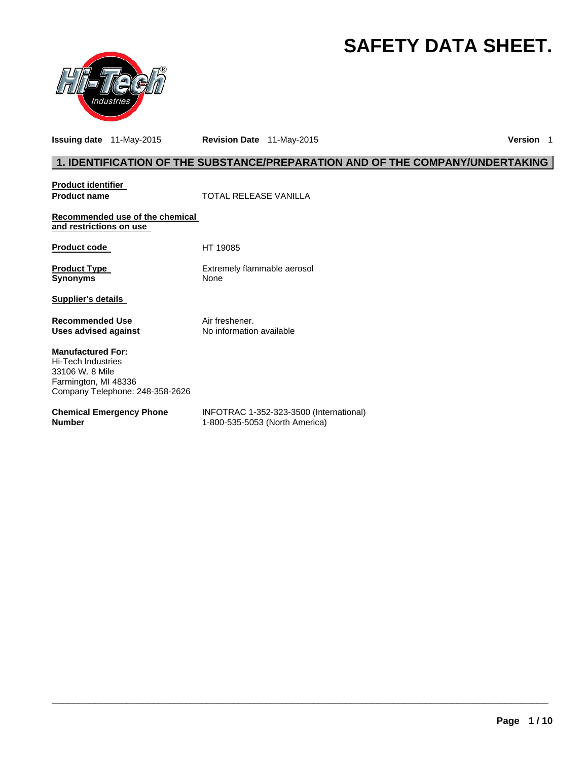# SAFETY DATA SHEET.

**Issuing date** 11-May-2015 **Revision Date** 11-May-2015 **Version** 1

## 1. IDENTIFICATION OF THE SUBSTANCE/PREPARATION AND OF THE COMPANY/UNDERTAKING

**Product identifier**

**Product name** TOTAL RELEASE VANILLA

**Recommended use of the chemical and restrictions on use**

**Product code** HT 19085

**Product Type** Extremely flammable aerosol
**Synonyms** None

**Supplier's details**

**Recommended Use** Air freshener.
**Uses advised against** No information available

**Manufactured For:**
Hi-Tech Industries
33106 W. 8 Mile
Farmington, MI 48336
Company Telephone: 248-358-2626

**Chemical Emergency Phone Number** INFOTRAC 1-352-323-3500 (International)
1-800-535-5053 (North America)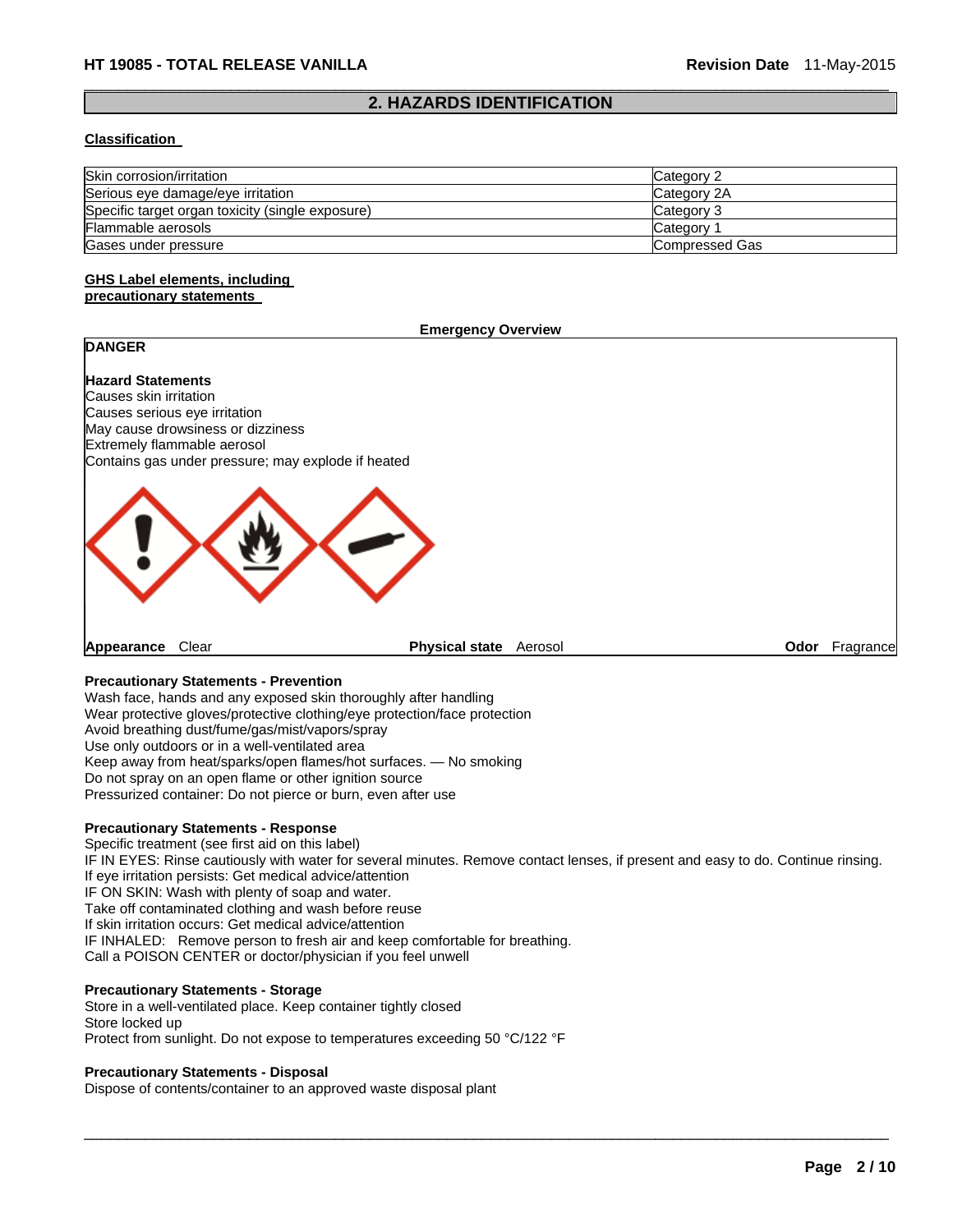## 2. HAZARDS IDENTIFICATION

**Classification**

| | |
|---|---|
| Skin corrosion/irritation | Category 2 |
| Serious eye damage/eye irritation | Category 2A |
| Specific target organ toxicity (single exposure) | Category 3 |
| Flammable aerosols | Category 1 |
| Gases under pressure | Compressed Gas |

**GHS Label elements, including precautionary statements**

**Emergency Overview**

**DANGER**

**Hazard Statements**
Causes skin irritation
Causes serious eye irritation
May cause drowsiness or dizziness
Extremely flammable aerosol
Contains gas under pressure; may explode if heated

**Appearance** Clear **Physical state** Aerosol **Odor** Fragrance

**Precautionary Statements - Prevention**
Wash face, hands and any exposed skin thoroughly after handling
Wear protective gloves/protective clothing/eye protection/face protection
Avoid breathing dust/fume/gas/mist/vapors/spray
Use only outdoors or in a well-ventilated area
Keep away from heat/sparks/open flames/hot surfaces. — No smoking
Do not spray on an open flame or other ignition source
Pressurized container: Do not pierce or burn, even after use

**Precautionary Statements - Response**
Specific treatment (see first aid on this label)
IF IN EYES: Rinse cautiously with water for several minutes. Remove contact lenses, if present and easy to do. Continue rinsing.
If eye irritation persists: Get medical advice/attention
IF ON SKIN: Wash with plenty of soap and water.
Take off contaminated clothing and wash before reuse
If skin irritation occurs: Get medical advice/attention
IF INHALED: Remove person to fresh air and keep comfortable for breathing.
Call a POISON CENTER or doctor/physician if you feel unwell

**Precautionary Statements - Storage**
Store in a well-ventilated place. Keep container tightly closed
Store locked up
Protect from sunlight. Do not expose to temperatures exceeding 50 °C/122 °F

**Precautionary Statements - Disposal**
Dispose of contents/container to an approved waste disposal plant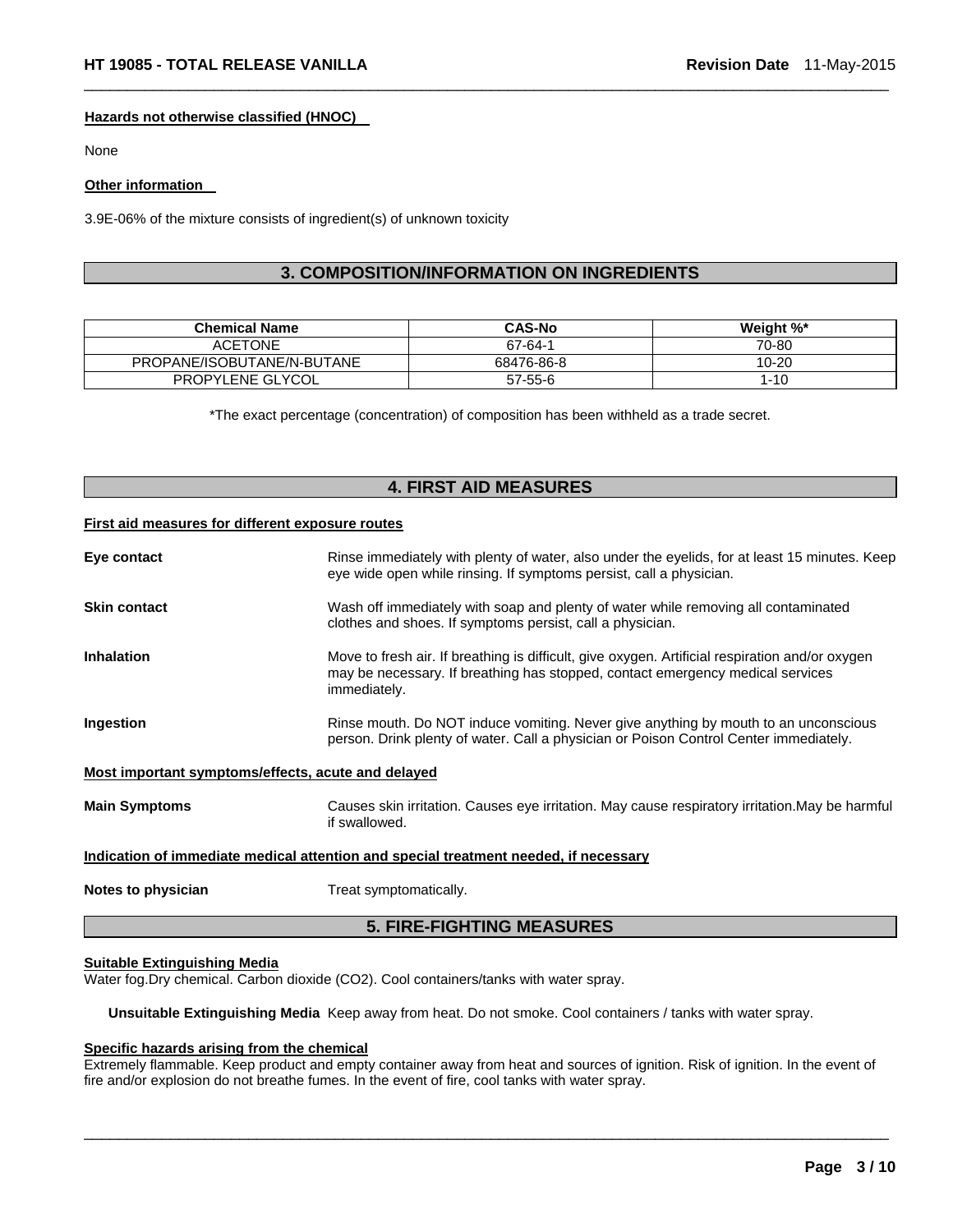#### Hazards not otherwise classified (HNOC)

None

#### Other information

3.9E-06% of the mixture consists of ingredient(s) of unknown toxicity

## 3. COMPOSITION/INFORMATION ON INGREDIENTS

| Chemical Name | CAS-No | Weight %* |
|---|---|---|
| ACETONE | 67-64-1 | 70-80 |
| PROPANE/ISOBUTANE/N-BUTANE | 68476-86-8 | 10-20 |
| PROPYLENE GLYCOL | 57-55-6 | 1-10 |

*The exact percentage (concentration) of composition has been withheld as a trade secret.

## 4. FIRST AID MEASURES

#### First aid measures for different exposure routes

**Eye contact** — Rinse immediately with plenty of water, also under the eyelids, for at least 15 minutes. Keep eye wide open while rinsing. If symptoms persist, call a physician.

**Skin contact** — Wash off immediately with soap and plenty of water while removing all contaminated clothes and shoes. If symptoms persist, call a physician.

**Inhalation** — Move to fresh air. If breathing is difficult, give oxygen. Artificial respiration and/or oxygen may be necessary. If breathing has stopped, contact emergency medical services immediately.

**Ingestion** — Rinse mouth. Do NOT induce vomiting. Never give anything by mouth to an unconscious person. Drink plenty of water. Call a physician or Poison Control Center immediately.

#### Most important symptoms/effects, acute and delayed

**Main Symptoms** — Causes skin irritation. Causes eye irritation. May cause respiratory irritation.May be harmful if swallowed.

#### Indication of immediate medical attention and special treatment needed, if necessary

**Notes to physician** — Treat symptomatically.

## 5. FIRE-FIGHTING MEASURES

#### Suitable Extinguishing Media

Water fog.Dry chemical. Carbon dioxide ($CO_2$). Cool containers/tanks with water spray.

**Unsuitable Extinguishing Media** Keep away from heat. Do not smoke. Cool containers / tanks with water spray.

#### Specific hazards arising from the chemical

Extremely flammable. Keep product and empty container away from heat and sources of ignition. Risk of ignition. In the event of fire and/or explosion do not breathe fumes. In the event of fire, cool tanks with water spray.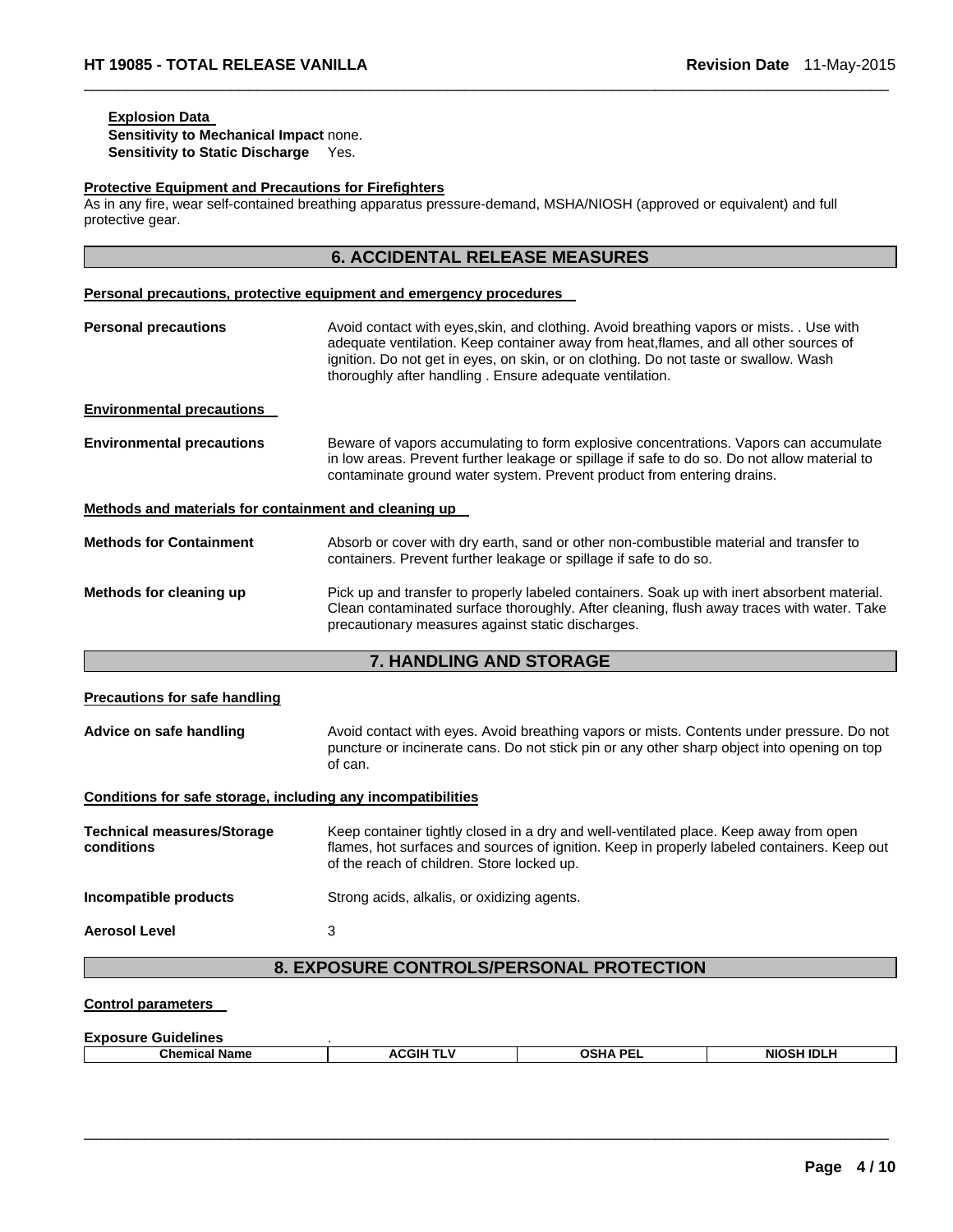**Explosion Data**

**Sensitivity to Mechanical Impact** none.
**Sensitivity to Static Discharge** Yes.

**Protective Equipment and Precautions for Firefighters**

As in any fire, wear self-contained breathing apparatus pressure-demand, MSHA/NIOSH (approved or equivalent) and full protective gear.

## 6. ACCIDENTAL RELEASE MEASURES

**Personal precautions, protective equipment and emergency procedures**

**Personal precautions** Avoid contact with eyes,skin, and clothing. Avoid breathing vapors or mists. . Use with adequate ventilation. Keep container away from heat,flames, and all other sources of ignition. Do not get in eyes, on skin, or on clothing. Do not taste or swallow. Wash thoroughly after handling . Ensure adequate ventilation.

**Environmental precautions**

**Environmental precautions** Beware of vapors accumulating to form explosive concentrations. Vapors can accumulate in low areas. Prevent further leakage or spillage if safe to do so. Do not allow material to contaminate ground water system. Prevent product from entering drains.

**Methods and materials for containment and cleaning up**

**Methods for Containment** Absorb or cover with dry earth, sand or other non-combustible material and transfer to containers. Prevent further leakage or spillage if safe to do so.

**Methods for cleaning up** Pick up and transfer to properly labeled containers. Soak up with inert absorbent material. Clean contaminated surface thoroughly. After cleaning, flush away traces with water. Take precautionary measures against static discharges.

## 7. HANDLING AND STORAGE

**Precautions for safe handling**

**Advice on safe handling** Avoid contact with eyes. Avoid breathing vapors or mists. Contents under pressure. Do not puncture or incinerate cans. Do not stick pin or any other sharp object into opening on top of can.

**Conditions for safe storage, including any incompatibilities**

**Technical measures/Storage conditions** Keep container tightly closed in a dry and well-ventilated place. Keep away from open flames, hot surfaces and sources of ignition. Keep in properly labeled containers. Keep out of the reach of children. Store locked up.

**Incompatible products** Strong acids, alkalis, or oxidizing agents.

**Aerosol Level** 3

## 8. EXPOSURE CONTROLS/PERSONAL PROTECTION

**Control parameters**

**Exposure Guidelines** .

| Chemical Name | ACGIH TLV | OSHA PEL | NIOSH IDLH |
|---|---|---|---|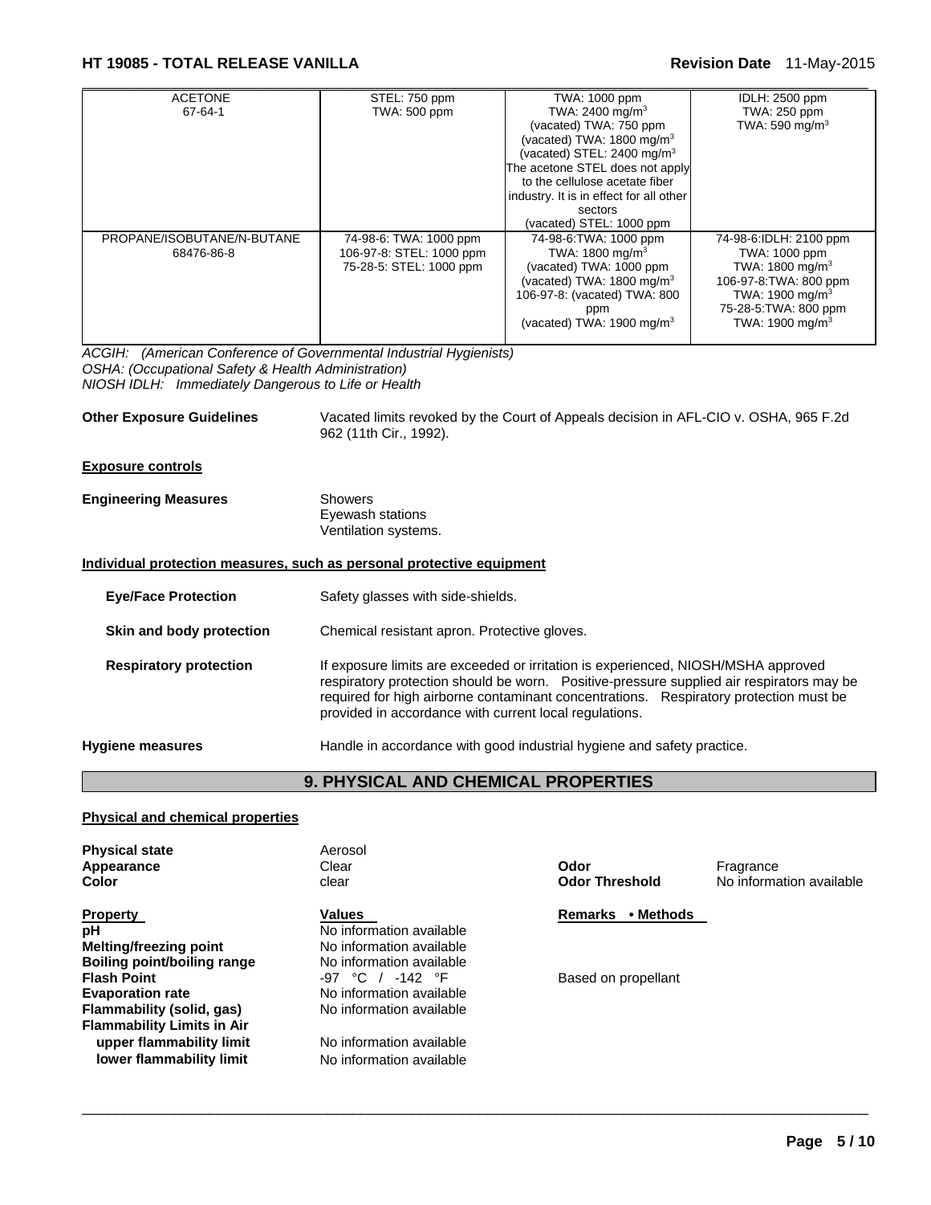| ACETONE 67-64-1 | STEL: 750 ppm TWA: 500 ppm | TWA: 1000 ppm TWA: 2400 mg/m$^3$ (vacated) TWA: 750 ppm (vacated) TWA: 1800 mg/m$^3$ (vacated) STEL: 2400 mg/m$^3$ The acetone STEL does not apply to the cellulose acetate fiber industry. It is in effect for all other sectors (vacated) STEL: 1000 ppm | IDLH: 2500 ppm TWA: 250 ppm TWA: 590 mg/m$^3$ |
|---|---|---|---|
| PROPANE/ISOBUTANE/N-BUTANE 68476-86-8 | 74-98-6: TWA: 1000 ppm 106-97-8: STEL: 1000 ppm 75-28-5: STEL: 1000 ppm | 74-98-6:TWA: 1000 ppm TWA: 1800 mg/m$^3$ (vacated) TWA: 1000 ppm (vacated) TWA: 1800 mg/m$^3$ 106-97-8: (vacated) TWA: 800 ppm (vacated) TWA: 1900 mg/m$^3$ | 74-98-6:IDLH: 2100 ppm TWA: 1000 ppm TWA: 1800 mg/m$^3$ 106-97-8:TWA: 800 ppm TWA: 1900 mg/m$^3$ 75-28-5:TWA: 800 ppm TWA: 1900 mg/m$^3$ |

*ACGIH: (American Conference of Governmental Industrial Hygienists)*
*OSHA: (Occupational Safety & Health Administration)*
*NIOSH IDLH: Immediately Dangerous to Life or Health*

**Other Exposure Guidelines** Vacated limits revoked by the Court of Appeals decision in AFL-CIO v. OSHA, 965 F.2d 962 (11th Cir., 1992).

**Exposure controls**

**Engineering Measures** Showers
Eyewash stations
Ventilation systems.

**Individual protection measures, such as personal protective equipment**

**Eye/Face Protection** Safety glasses with side-shields.

**Skin and body protection** Chemical resistant apron. Protective gloves.

**Respiratory protection** If exposure limits are exceeded or irritation is experienced, NIOSH/MSHA approved respiratory protection should be worn. Positive-pressure supplied air respirators may be required for high airborne contaminant concentrations. Respiratory protection must be provided in accordance with current local regulations.

**Hygiene measures** Handle in accordance with good industrial hygiene and safety practice.

## 9. PHYSICAL AND CHEMICAL PROPERTIES

**Physical and chemical properties**

| | | | |
|---|---|---|---|
| **Physical state** | Aerosol | | |
| **Appearance** | Clear | **Odor** | Fragrance |
| **Color** | clear | **Odor Threshold** | No information available |

| **Property** | **Values** | **Remarks • Methods** |
|---|---|---|
| **pH** | No information available | |
| **Melting/freezing point** | No information available | |
| **Boiling point/boiling range** | No information available | |
| **Flash Point** | -97 °C / -142 °F | Based on propellant |
| **Evaporation rate** | No information available | |
| **Flammability (solid, gas)** | No information available | |
| **Flammability Limits in Air** | | |
| **upper flammability limit** | No information available | |
| **lower flammability limit** | No information available | |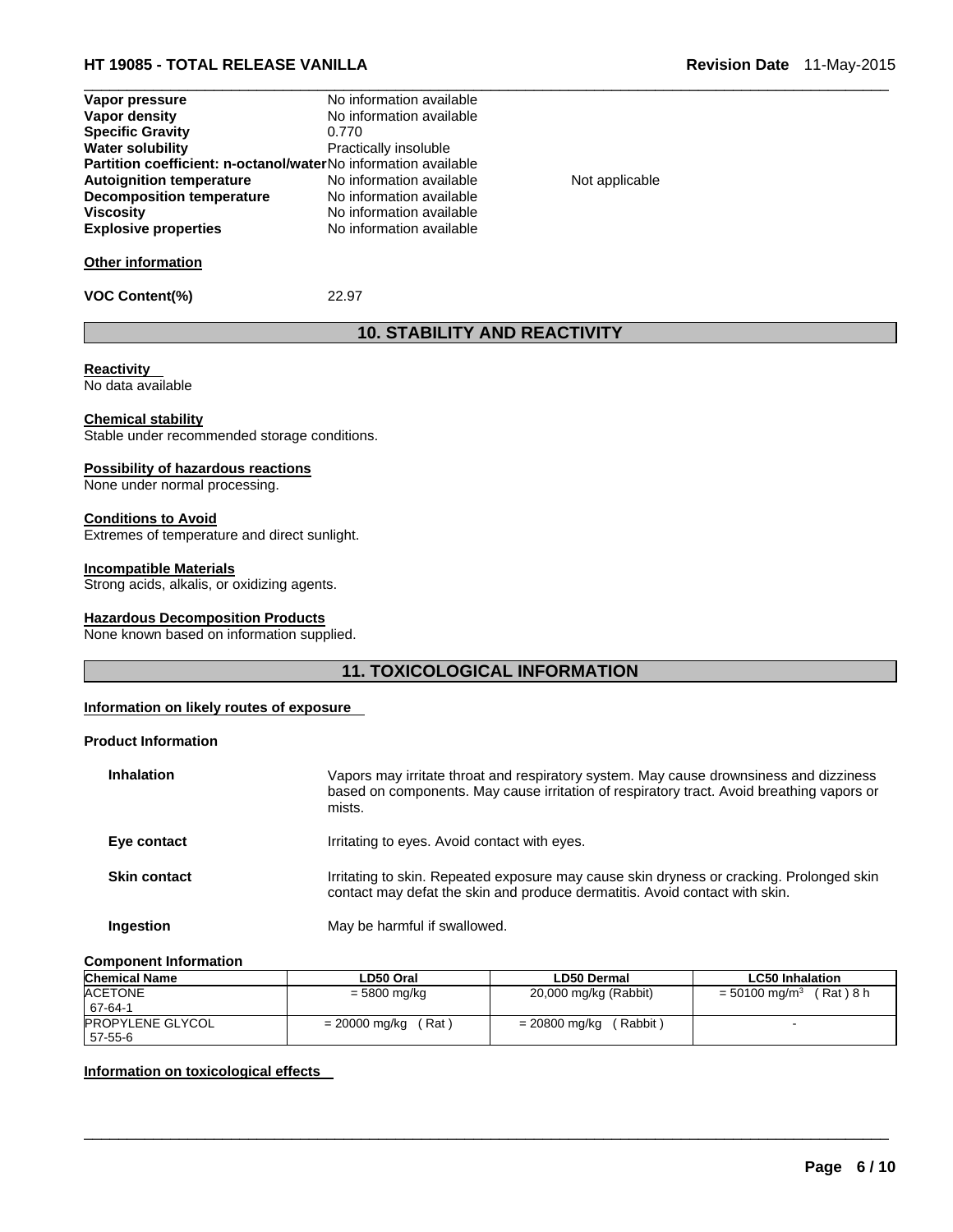| | | |
|---|---|---|
| **Vapor pressure** | No information available | |
| **Vapor density** | No information available | |
| **Specific Gravity** | 0.770 | |
| **Water solubility** | Practically insoluble | |
| **Partition coefficient: n-octanol/water** | No information available | |
| **Autoignition temperature** | No information available | Not applicable |
| **Decomposition temperature** | No information available | |
| **Viscosity** | No information available | |
| **Explosive properties** | No information available | |

**Other information**

**VOC Content(%)** 22.97

## 10. STABILITY AND REACTIVITY

**Reactivity**
No data available

**Chemical stability**
Stable under recommended storage conditions.

**Possibility of hazardous reactions**
None under normal processing.

**Conditions to Avoid**
Extremes of temperature and direct sunlight.

**Incompatible Materials**
Strong acids, alkalis, or oxidizing agents.

**Hazardous Decomposition Products**
None known based on information supplied.

## 11. TOXICOLOGICAL INFORMATION

**Information on likely routes of exposure**

**Product Information**

| | |
|---|---|
| **Inhalation** | Vapors may irritate throat and respiratory system. May cause drownsiness and dizziness based on components. May cause irritation of respiratory tract. Avoid breathing vapors or mists. |
| **Eye contact** | Irritating to eyes. Avoid contact with eyes. |
| **Skin contact** | Irritating to skin. Repeated exposure may cause skin dryness or cracking. Prolonged skin contact may defat the skin and produce dermatitis. Avoid contact with skin. |
| **Ingestion** | May be harmful if swallowed. |

**Component Information**

| Chemical Name | LD50 Oral | LD50 Dermal | LC50 Inhalation |
|---|---|---|---|
| ACETONE<br>67-64-1 | = 5800 mg/kg | 20,000 mg/kg (Rabbit) | = 50100 $mg/m^3$ ( Rat ) 8 h |
| PROPYLENE GLYCOL<br>57-55-6 | = 20000 mg/kg ( Rat ) | = 20800 mg/kg ( Rabbit ) | - |

**Information on toxicological effects**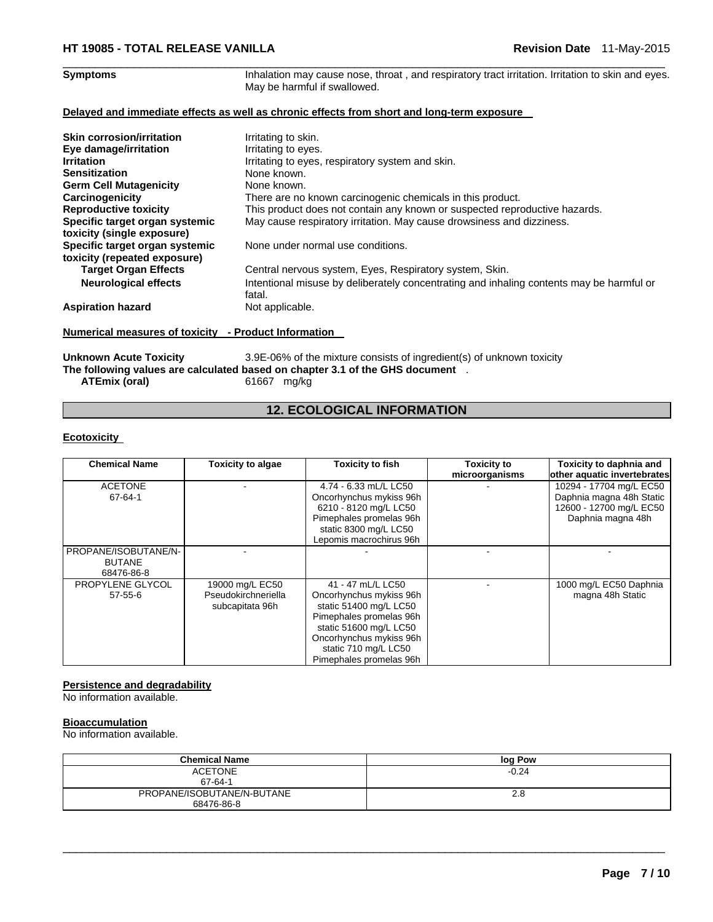| | |
|---|---|
| **Symptoms** | Inhalation may cause nose, throat , and respiratory tract irritation. Irritation to skin and eyes. May be harmful if swallowed. |

**Delayed and immediate effects as well as chronic effects from short and long-term exposure**

| | |
|---|---|
| **Skin corrosion/irritation** | Irritating to skin. |
| **Eye damage/irritation** | Irritating to eyes. |
| **Irritation** | Irritating to eyes, respiratory system and skin. |
| **Sensitization** | None known. |
| **Germ Cell Mutagenicity** | None known. |
| **Carcinogenicity** | There are no known carcinogenic chemicals in this product. |
| **Reproductive toxicity** | This product does not contain any known or suspected reproductive hazards. |
| **Specific target organ systemic toxicity (single exposure)** | May cause respiratory irritation. May cause drowsiness and dizziness. |
| **Specific target organ systemic toxicity (repeated exposure)** | None under normal use conditions. |
| **Target Organ Effects** | Central nervous system, Eyes, Respiratory system, Skin. |
| **Neurological effects** | Intentional misuse by deliberately concentrating and inhaling contents may be harmful or fatal. |
| **Aspiration hazard** | Not applicable. |

**Numerical measures of toxicity - Product Information**

**Unknown Acute Toxicity** 3.9E-06% of the mixture consists of ingredient(s) of unknown toxicity

**The following values are calculated based on chapter 3.1 of the GHS document** .

**ATEmix (oral)** 61667 mg/kg

## 12. ECOLOGICAL INFORMATION

**Ecotoxicity**

| Chemical Name | Toxicity to algae | Toxicity to fish | Toxicity to microorganisms | Toxicity to daphnia and other aquatic invertebrates |
|---|---|---|---|---|
| ACETONE 67-64-1 | - | 4.74 - 6.33 mL/L LC50 Oncorhynchus mykiss 96h 6210 - 8120 mg/L LC50 Pimephales promelas 96h static 8300 mg/L LC50 Lepomis macrochirus 96h | - | 10294 - 17704 mg/L EC50 Daphnia magna 48h Static 12600 - 12700 mg/L EC50 Daphnia magna 48h |
| PROPANE/ISOBUTANE/N-BUTANE 68476-86-8 | - | - | - | - |
| PROPYLENE GLYCOL 57-55-6 | 19000 mg/L EC50 Pseudokirchneriella subcapitata 96h | 41 - 47 mL/L LC50 Oncorhynchus mykiss 96h static 51400 mg/L LC50 Pimephales promelas 96h static 51600 mg/L LC50 Oncorhynchus mykiss 96h static 710 mg/L LC50 Pimephales promelas 96h | - | 1000 mg/L EC50 Daphnia magna 48h Static |

**Persistence and degradability**

No information available.

**Bioaccumulation**

No information available.

| Chemical Name | log Pow |
|---|---|
| ACETONE 67-64-1 | -0.24 |
| PROPANE/ISOBUTANE/N-BUTANE 68476-86-8 | 2.8 |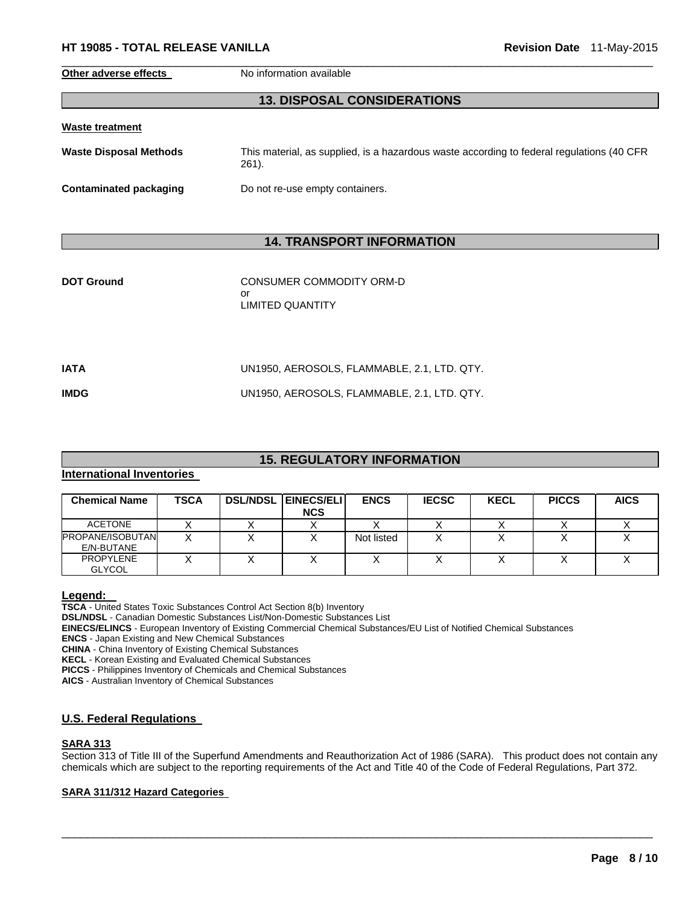**Other adverse effects** No information available

## 13. DISPOSAL CONSIDERATIONS

**Waste treatment**

**Waste Disposal Methods** This material, as supplied, is a hazardous waste according to federal regulations (40 CFR 261).

**Contaminated packaging** Do not re-use empty containers.

## 14. TRANSPORT INFORMATION

**DOT Ground** CONSUMER COMMODITY ORM-D
or
LIMITED QUANTITY

**IATA** UN1950, AEROSOLS, FLAMMABLE, 2.1, LTD. QTY.

**IMDG** UN1950, AEROSOLS, FLAMMABLE, 2.1, LTD. QTY.

## 15. REGULATORY INFORMATION

**International Inventories**

| Chemical Name | TSCA | DSL/NDSL | EINECS/ELINCS | ENCS | IECSC | KECL | PICCS | AICS |
|---|---|---|---|---|---|---|---|---|
| ACETONE | X | X | X | X | X | X | X | X |
| PROPANE/ISOBUTANE/N-BUTANE | X | X | X | Not listed | X | X | X | X |
| PROPYLENE GLYCOL | X | X | X | X | X | X | X | X |

**Legend:**
**TSCA** - United States Toxic Substances Control Act Section 8(b) Inventory
**DSL/NDSL** - Canadian Domestic Substances List/Non-Domestic Substances List
**EINECS/ELINCS** - European Inventory of Existing Commercial Chemical Substances/EU List of Notified Chemical Substances
**ENCS** - Japan Existing and New Chemical Substances
**CHINA** - China Inventory of Existing Chemical Substances
**KECL** - Korean Existing and Evaluated Chemical Substances
**PICCS** - Philippines Inventory of Chemicals and Chemical Substances
**AICS** - Australian Inventory of Chemical Substances

### U.S. Federal Regulations

**SARA 313**

Section 313 of Title III of the Superfund Amendments and Reauthorization Act of 1986 (SARA). This product does not contain any chemicals which are subject to the reporting requirements of the Act and Title 40 of the Code of Federal Regulations, Part 372.

**SARA 311/312 Hazard Categories**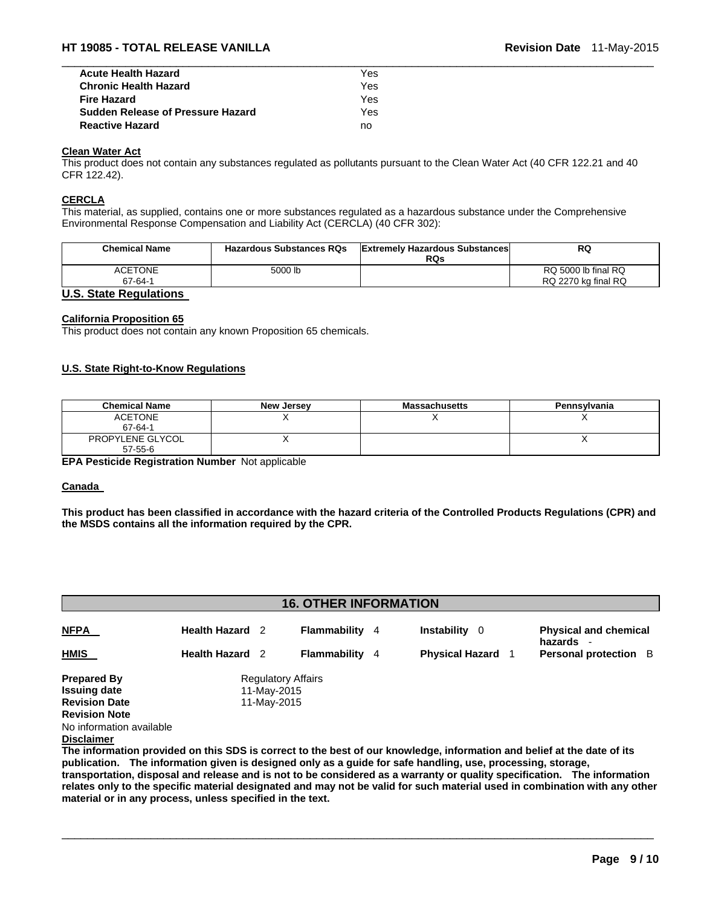| | |
|---|---|
| **Acute Health Hazard** | Yes |
| **Chronic Health Hazard** | Yes |
| **Fire Hazard** | Yes |
| **Sudden Release of Pressure Hazard** | Yes |
| **Reactive Hazard** | no |

**Clean Water Act**

This product does not contain any substances regulated as pollutants pursuant to the Clean Water Act (40 CFR 122.21 and 40 CFR 122.42).

**CERCLA**

This material, as supplied, contains one or more substances regulated as a hazardous substance under the Comprehensive Environmental Response Compensation and Liability Act (CERCLA) (40 CFR 302):

| Chemical Name | Hazardous Substances RQs | Extremely Hazardous Substances RQs | RQ |
|---|---|---|---|
| ACETONE 67-64-1 | 5000 lb | | RQ 5000 lb final RQ RQ 2270 kg final RQ |

## U.S. State Regulations

**California Proposition 65**

This product does not contain any known Proposition 65 chemicals.

**U.S. State Right-to-Know Regulations**

| Chemical Name | New Jersey | Massachusetts | Pennsylvania |
|---|---|---|---|
| ACETONE 67-64-1 | X | X | X |
| PROPYLENE GLYCOL 57-55-6 | X | | X |

**EPA Pesticide Registration Number** Not applicable

**Canada**

**This product has been classified in accordance with the hazard criteria of the Controlled Products Regulations (CPR) and the MSDS contains all the information required by the CPR.**

## 16. OTHER INFORMATION

| | | | | |
|---|---|---|---|---|
| **NFPA** | **Health Hazard** 2 | **Flammability** 4 | **Instability** 0 | **Physical and chemical hazards** - |
| **HMIS** | **Health Hazard** 2 | **Flammability** 4 | **Physical Hazard** 1 | **Personal protection** B |

**Prepared By** Regulatory Affairs
**Issuing date** 11-May-2015
**Revision Date** 11-May-2015
**Revision Note**
No information available

**Disclaimer**

**The information provided on this SDS is correct to the best of our knowledge, information and belief at the date of its publication. The information given is designed only as a guide for safe handling, use, processing, storage, transportation, disposal and release and is not to be considered as a warranty or quality specification. The information relates only to the specific material designated and may not be valid for such material used in combination with any other material or in any process, unless specified in the text.**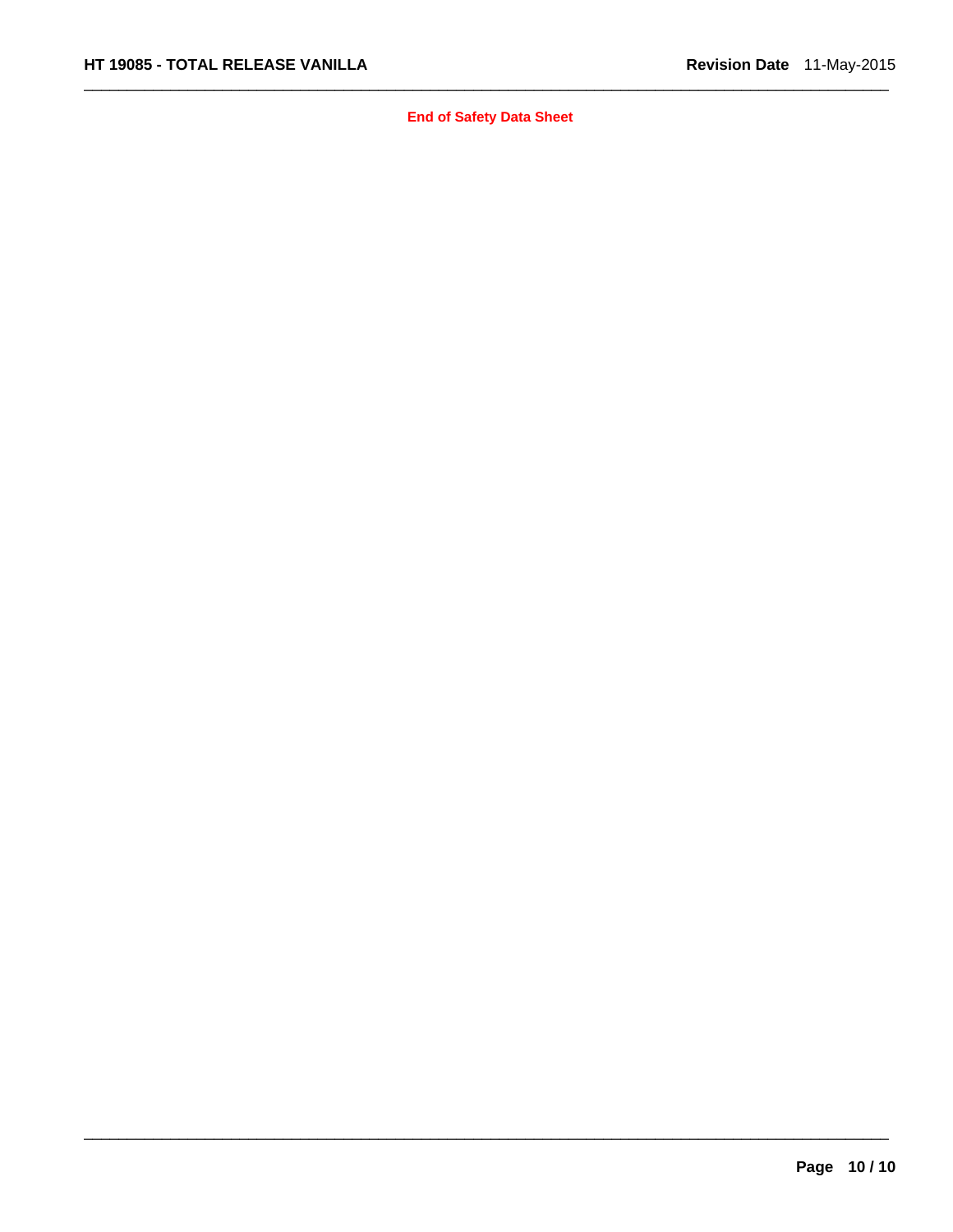**End of Safety Data Sheet**